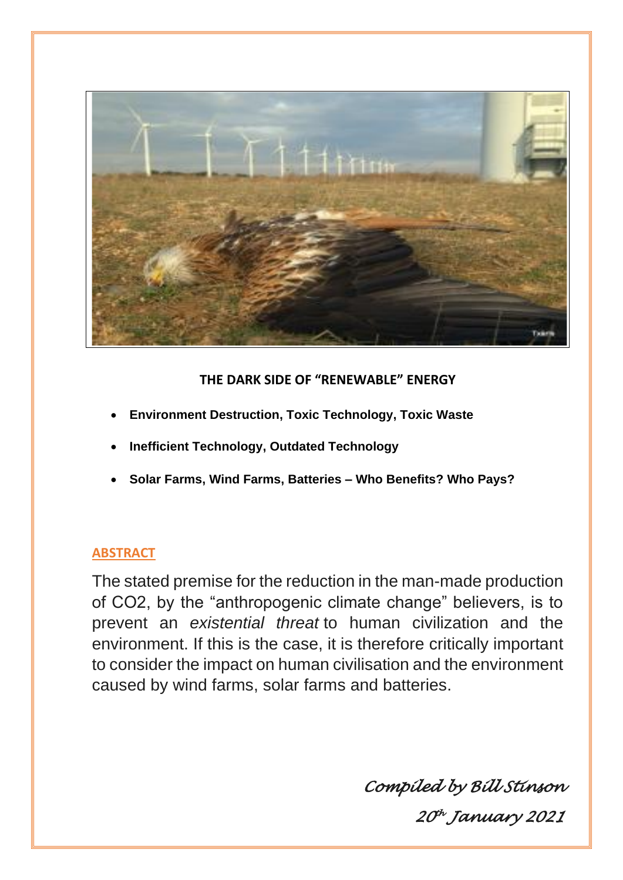# THE DARK SIDE OF "RENEWABLE" ENERGY

- **Environment Destruction, Toxic Technology, Toxic Waste**
- **Inefficient Technology, Outdated Technology**
- **Solar Farms, Wind Farms, Batteries – Who Benefits? Who Pays?**

## ABSTRACT

The stated premise for the reduction in the man-made production of $CO_2$, by the "anthropogenic climate change" believers, is to prevent an *existential threat* to human civilization and the environment. If this is the case, it is therefore critically important to consider the impact on human civilisation and the environment caused by wind farms, solar farms and batteries.

*Compiled by Bill Stinson*

*20th January 2021*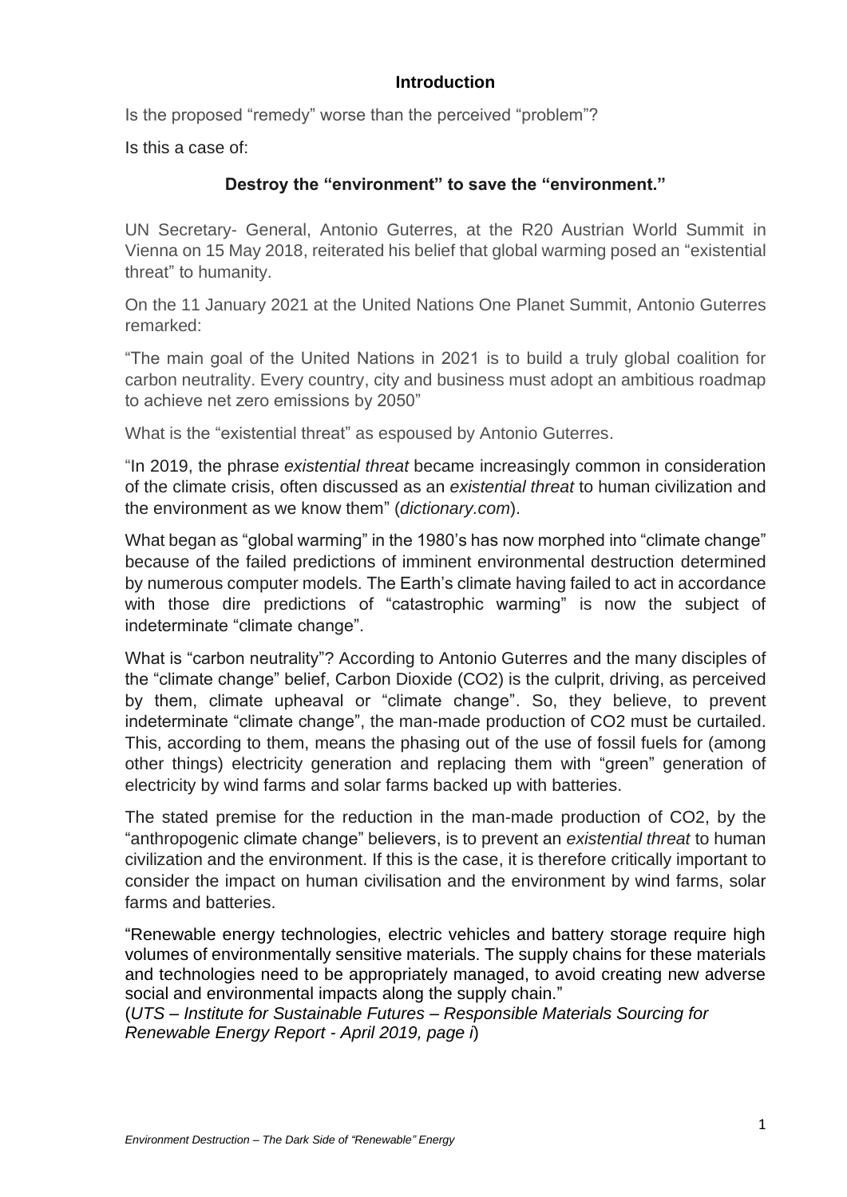## Introduction

Is the proposed "remedy" worse than the perceived "problem"?

Is this a case of:

**Destroy the "environment" to save the "environment."**

UN Secretary- General, Antonio Guterres, at the R20 Austrian World Summit in Vienna on 15 May 2018, reiterated his belief that global warming posed an "existential threat" to humanity.

On the 11 January 2021 at the United Nations One Planet Summit, Antonio Guterres remarked:

"The main goal of the United Nations in 2021 is to build a truly global coalition for carbon neutrality. Every country, city and business must adopt an ambitious roadmap to achieve net zero emissions by 2050"

What is the "existential threat" as espoused by Antonio Guterres.

"In 2019, the phrase *existential threat* became increasingly common in consideration of the climate crisis, often discussed as an *existential threat* to human civilization and the environment as we know them" (*dictionary.com*).

What began as "global warming" in the 1980's has now morphed into "climate change" because of the failed predictions of imminent environmental destruction determined by numerous computer models. The Earth's climate having failed to act in accordance with those dire predictions of "catastrophic warming" is now the subject of indeterminate "climate change".

What is "carbon neutrality"? According to Antonio Guterres and the many disciples of the "climate change" belief, Carbon Dioxide ($CO_2$) is the culprit, driving, as perceived by them, climate upheaval or "climate change". So, they believe, to prevent indeterminate "climate change", the man-made production of $CO_2$ must be curtailed. This, according to them, means the phasing out of the use of fossil fuels for (among other things) electricity generation and replacing them with "green" generation of electricity by wind farms and solar farms backed up with batteries.

The stated premise for the reduction in the man-made production of $CO_2$, by the "anthropogenic climate change" believers, is to prevent an *existential threat* to human civilization and the environment. If this is the case, it is therefore critically important to consider the impact on human civilisation and the environment by wind farms, solar farms and batteries.

"Renewable energy technologies, electric vehicles and battery storage require high volumes of environmentally sensitive materials. The supply chains for these materials and technologies need to be appropriately managed, to avoid creating new adverse social and environmental impacts along the supply chain."
(*UTS – Institute for Sustainable Futures – Responsible Materials Sourcing for Renewable Energy Report - April 2019, page i*)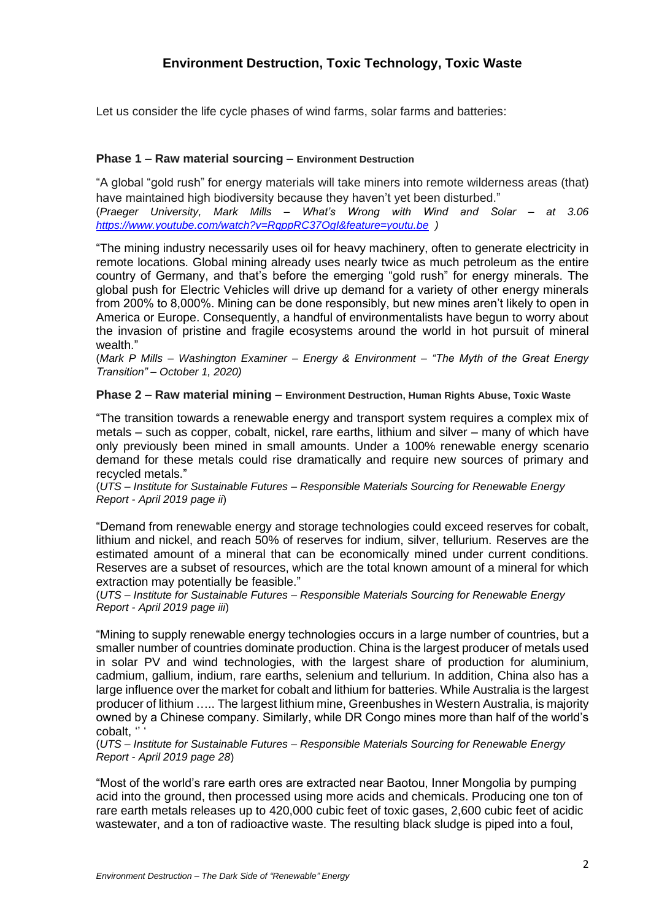## Environment Destruction, Toxic Technology, Toxic Waste

Let us consider the life cycle phases of wind farms, solar farms and batteries:

### Phase 1 – Raw material sourcing – Environment Destruction

"A global "gold rush" for energy materials will take miners into remote wilderness areas (that) have maintained high biodiversity because they haven't yet been disturbed."
(*Praeger University, Mark Mills – What's Wrong with Wind and Solar – at 3.06 https://www.youtube.com/watch?v=RgppRC37OgI&feature=youtu.be* )

"The mining industry necessarily uses oil for heavy machinery, often to generate electricity in remote locations. Global mining already uses nearly twice as much petroleum as the entire country of Germany, and that's before the emerging "gold rush" for energy minerals. The global push for Electric Vehicles will drive up demand for a variety of other energy minerals from 200% to 8,000%. Mining can be done responsibly, but new mines aren't likely to open in America or Europe. Consequently, a handful of environmentalists have begun to worry about the invasion of pristine and fragile ecosystems around the world in hot pursuit of mineral wealth."
(*Mark P Mills – Washington Examiner – Energy & Environment – "The Myth of the Great Energy Transition" – October 1, 2020)*

### Phase 2 – Raw material mining – Environment Destruction, Human Rights Abuse, Toxic Waste

"The transition towards a renewable energy and transport system requires a complex mix of metals – such as copper, cobalt, nickel, rare earths, lithium and silver – many of which have only previously been mined in small amounts. Under a 100% renewable energy scenario demand for these metals could rise dramatically and require new sources of primary and recycled metals."
(*UTS – Institute for Sustainable Futures – Responsible Materials Sourcing for Renewable Energy Report - April 2019 page ii*)

"Demand from renewable energy and storage technologies could exceed reserves for cobalt, lithium and nickel, and reach 50% of reserves for indium, silver, tellurium. Reserves are the estimated amount of a mineral that can be economically mined under current conditions. Reserves are a subset of resources, which are the total known amount of a mineral for which extraction may potentially be feasible."
(*UTS – Institute for Sustainable Futures – Responsible Materials Sourcing for Renewable Energy Report - April 2019 page iii*)

"Mining to supply renewable energy technologies occurs in a large number of countries, but a smaller number of countries dominate production. China is the largest producer of metals used in solar PV and wind technologies, with the largest share of production for aluminium, cadmium, gallium, indium, rare earths, selenium and tellurium. In addition, China also has a large influence over the market for cobalt and lithium for batteries. While Australia is the largest producer of lithium ….. The largest lithium mine, Greenbushes in Western Australia, is majority owned by a Chinese company. Similarly, while DR Congo mines more than half of the world's cobalt, '' '
(*UTS – Institute for Sustainable Futures – Responsible Materials Sourcing for Renewable Energy Report - April 2019 page 28*)

"Most of the world's rare earth ores are extracted near Baotou, Inner Mongolia by pumping acid into the ground, then processed using more acids and chemicals. Producing one ton of rare earth metals releases up to 420,000 cubic feet of toxic gases, 2,600 cubic feet of acidic wastewater, and a ton of radioactive waste. The resulting black sludge is piped into a foul,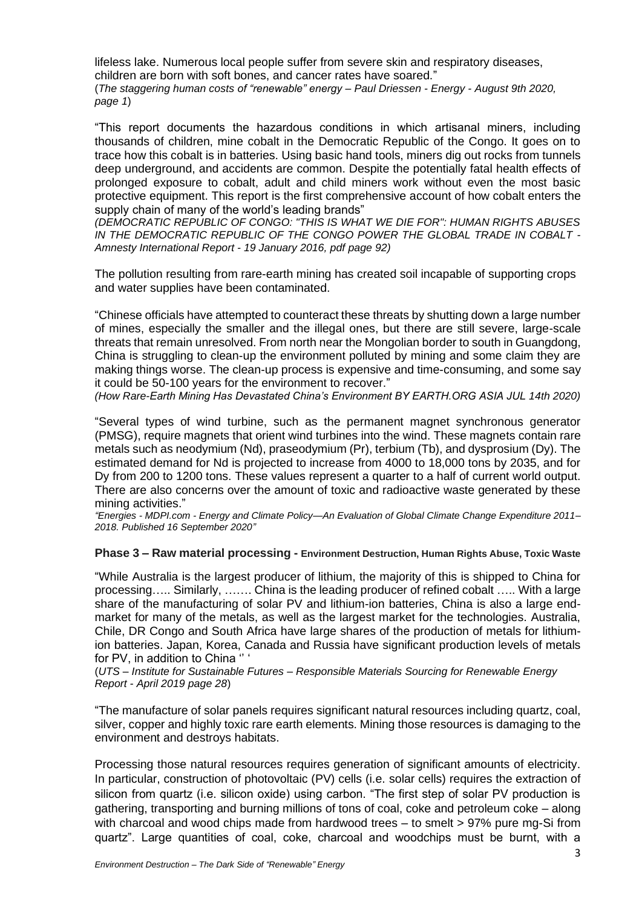lifeless lake. Numerous local people suffer from severe skin and respiratory diseases, children are born with soft bones, and cancer rates have soared."
(*The staggering human costs of "renewable" energy – Paul Driessen - Energy - August 9th 2020, page 1*)

"This report documents the hazardous conditions in which artisanal miners, including thousands of children, mine cobalt in the Democratic Republic of the Congo. It goes on to trace how this cobalt is in batteries. Using basic hand tools, miners dig out rocks from tunnels deep underground, and accidents are common. Despite the potentially fatal health effects of prolonged exposure to cobalt, adult and child miners work without even the most basic protective equipment. This report is the first comprehensive account of how cobalt enters the supply chain of many of the world's leading brands"
*(DEMOCRATIC REPUBLIC OF CONGO: "THIS IS WHAT WE DIE FOR": HUMAN RIGHTS ABUSES IN THE DEMOCRATIC REPUBLIC OF THE CONGO POWER THE GLOBAL TRADE IN COBALT - Amnesty International Report - 19 January 2016, pdf page 92)*

The pollution resulting from rare-earth mining has created soil incapable of supporting crops and water supplies have been contaminated.

"Chinese officials have attempted to counteract these threats by shutting down a large number of mines, especially the smaller and the illegal ones, but there are still severe, large-scale threats that remain unresolved. From north near the Mongolian border to south in Guangdong, China is struggling to clean-up the environment polluted by mining and some claim they are making things worse. The clean-up process is expensive and time-consuming, and some say it could be 50-100 years for the environment to recover."
*(How Rare-Earth Mining Has Devastated China's Environment BY EARTH.ORG ASIA JUL 14th 2020)*

"Several types of wind turbine, such as the permanent magnet synchronous generator (PMSG), require magnets that orient wind turbines into the wind. These magnets contain rare metals such as neodymium (Nd), praseodymium (Pr), terbium (Tb), and dysprosium (Dy). The estimated demand for Nd is projected to increase from 4000 to 18,000 tons by 2035, and for Dy from 200 to 1200 tons. These values represent a quarter to a half of current world output. There are also concerns over the amount of toxic and radioactive waste generated by these mining activities."
*"Energies - MDPI.com - Energy and Climate Policy—An Evaluation of Global Climate Change Expenditure 2011–2018. Published 16 September 2020"*

### Phase 3 – Raw material processing - Environment Destruction, Human Rights Abuse, Toxic Waste

"While Australia is the largest producer of lithium, the majority of this is shipped to China for processing….. Similarly, ……. China is the leading producer of refined cobalt ….. With a large share of the manufacturing of solar PV and lithium-ion batteries, China is also a large end-market for many of the metals, as well as the largest market for the technologies. Australia, Chile, DR Congo and South Africa have large shares of the production of metals for lithium-ion batteries. Japan, Korea, Canada and Russia have significant production levels of metals for PV, in addition to China '' '
(*UTS – Institute for Sustainable Futures – Responsible Materials Sourcing for Renewable Energy Report - April 2019 page 28*)

"The manufacture of solar panels requires significant natural resources including quartz, coal, silver, copper and highly toxic rare earth elements. Mining those resources is damaging to the environment and destroys habitats.

Processing those natural resources requires generation of significant amounts of electricity. In particular, construction of photovoltaic (PV) cells (i.e. solar cells) requires the extraction of silicon from quartz (i.e. silicon oxide) using carbon. "The first step of solar PV production is gathering, transporting and burning millions of tons of coal, coke and petroleum coke – along with charcoal and wood chips made from hardwood trees – to smelt > 97% pure mg-Si from quartz". Large quantities of coal, coke, charcoal and woodchips must be burnt, with a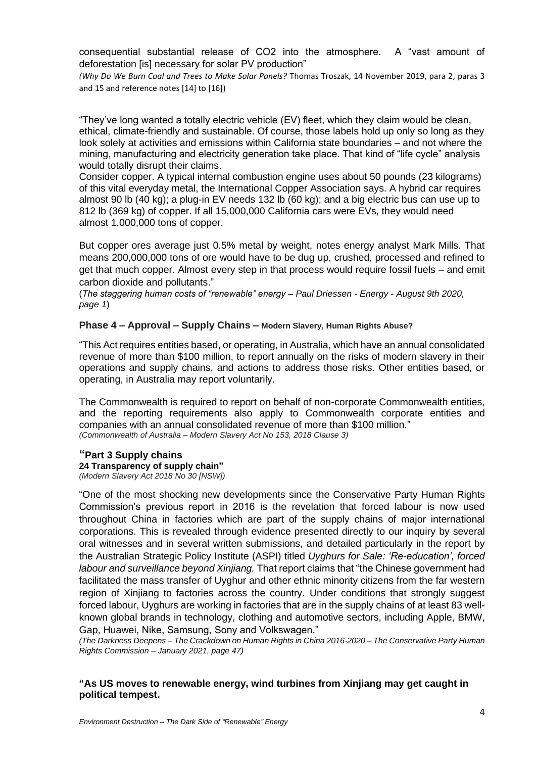consequential substantial release of $CO_2$ into the atmosphere. A "vast amount of deforestation [is] necessary for solar PV production"

*(Why Do We Burn Coal and Trees to Make Solar Panels?* Thomas Troszak, 14 November 2019, para 2, paras 3 and 15 and reference notes [14] to [16])

"They've long wanted a totally electric vehicle (EV) fleet, which they claim would be clean, ethical, climate-friendly and sustainable. Of course, those labels hold up only so long as they look solely at activities and emissions within California state boundaries – and not where the mining, manufacturing and electricity generation take place. That kind of "life cycle" analysis would totally disrupt their claims.

Consider copper. A typical internal combustion engine uses about 50 pounds (23 kilograms) of this vital everyday metal, the International Copper Association says. A hybrid car requires almost 90 lb (40 kg); a plug-in EV needs 132 lb (60 kg); and a big electric bus can use up to 812 lb (369 kg) of copper. If all 15,000,000 California cars were EVs, they would need almost 1,000,000 tons of copper.

But copper ores average just 0.5% metal by weight, notes energy analyst Mark Mills. That means 200,000,000 tons of ore would have to be dug up, crushed, processed and refined to get that much copper. Almost every step in that process would require fossil fuels – and emit carbon dioxide and pollutants."

(*The staggering human costs of "renewable" energy – Paul Driessen - Energy - August 9th 2020, page 1*)

### Phase 4 – Approval – Supply Chains – Modern Slavery, Human Rights Abuse?

"This Act requires entities based, or operating, in Australia, which have an annual consolidated revenue of more than $100 million, to report annually on the risks of modern slavery in their operations and supply chains, and actions to address those risks. Other entities based, or operating, in Australia may report voluntarily.

The Commonwealth is required to report on behalf of non-corporate Commonwealth entities, and the reporting requirements also apply to Commonwealth corporate entities and companies with an annual consolidated revenue of more than $100 million."

*(Commonwealth of Australia – Modern Slavery Act No 153, 2018 Clause 3)*

**"Part 3 Supply chains**

**24 Transparency of supply chain"**

*(Modern Slavery Act 2018 No 30 [NSW])*

"One of the most shocking new developments since the Conservative Party Human Rights Commission's previous report in 2016 is the revelation that forced labour is now used throughout China in factories which are part of the supply chains of major international corporations. This is revealed through evidence presented directly to our inquiry by several oral witnesses and in several written submissions, and detailed particularly in the report by the Australian Strategic Policy Institute (ASPI) titled *Uyghurs for Sale: 'Re-education', forced labour and surveillance beyond Xinjiang.* That report claims that "the Chinese government had facilitated the mass transfer of Uyghur and other ethnic minority citizens from the far western region of Xinjiang to factories across the country. Under conditions that strongly suggest forced labour, Uyghurs are working in factories that are in the supply chains of at least 83 well-known global brands in technology, clothing and automotive sectors, including Apple, BMW, Gap, Huawei, Nike, Samsung, Sony and Volkswagen."

*(The Darkness Deepens – The Crackdown on Human Rights in China 2016-2020 – The Conservative Party Human Rights Commission – January 2021, page 47)*

**"As US moves to renewable energy, wind turbines from Xinjiang may get caught in political tempest.**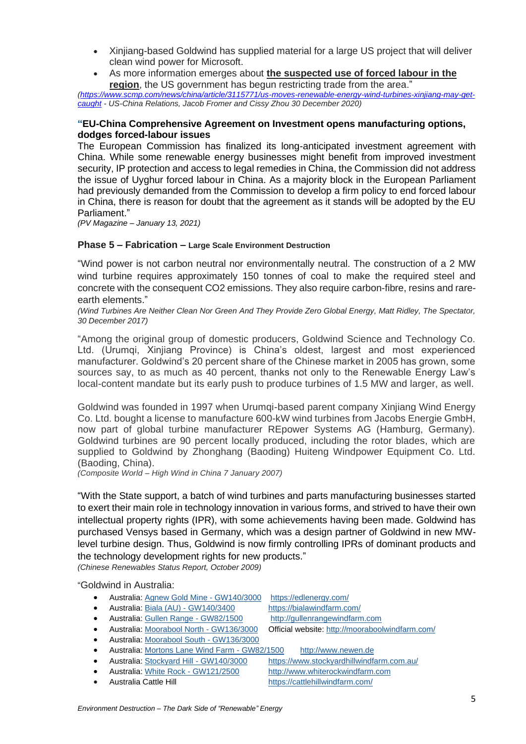- Xinjiang-based Goldwind has supplied material for a large US project that will deliver clean wind power for Microsoft.
- As more information emerges about **the suspected use of forced labour in the region**, the US government has begun restricting trade from the area."

*(https://www.scmp.com/news/china/article/3115771/us-moves-renewable-energy-wind-turbines-xinjiang-may-get-caught - US-China Relations, Jacob Fromer and Cissy Zhou 30 December 2020)*

**"EU-China Comprehensive Agreement on Investment opens manufacturing options, dodges forced-labour issues**

The European Commission has finalized its long-anticipated investment agreement with China. While some renewable energy businesses might benefit from improved investment security, IP protection and access to legal remedies in China, the Commission did not address the issue of Uyghur forced labour in China. As a majority block in the European Parliament had previously demanded from the Commission to develop a firm policy to end forced labour in China, there is reason for doubt that the agreement as it stands will be adopted by the EU Parliament."

*(PV Magazine – January 13, 2021)*

### Phase 5 – Fabrication – Large Scale Environment Destruction

"Wind power is not carbon neutral nor environmentally neutral. The construction of a 2 MW wind turbine requires approximately 150 tonnes of coal to make the required steel and concrete with the consequent CO2 emissions. They also require carbon-fibre, resins and rare-earth elements."

*(Wind Turbines Are Neither Clean Nor Green And They Provide Zero Global Energy, Matt Ridley, The Spectator, 30 December 2017)*

"Among the original group of domestic producers, Goldwind Science and Technology Co. Ltd. (Urumqi, Xinjiang Province) is China's oldest, largest and most experienced manufacturer. Goldwind's 20 percent share of the Chinese market in 2005 has grown, some sources say, to as much as 40 percent, thanks not only to the Renewable Energy Law's local-content mandate but its early push to produce turbines of 1.5 MW and larger, as well.

Goldwind was founded in 1997 when Urumqi-based parent company Xinjiang Wind Energy Co. Ltd. bought a license to manufacture 600-kW wind turbines from Jacobs Energie GmbH, now part of global turbine manufacturer REpower Systems AG (Hamburg, Germany). Goldwind turbines are 90 percent locally produced, including the rotor blades, which are supplied to Goldwind by Zhonghang (Baoding) Huiteng Windpower Equipment Co. Ltd. (Baoding, China).

*(Composite World – High Wind in China 7 January 2007)*

"With the State support, a batch of wind turbines and parts manufacturing businesses started to exert their main role in technology innovation in various forms, and strived to have their own intellectual property rights (IPR), with some achievements having been made. Goldwind has purchased Vensys based in Germany, which was a design partner of Goldwind in new MW-level turbine design. Thus, Goldwind is now firmly controlling IPRs of dominant products and the technology development rights for new products."

*(Chinese Renewables Status Report, October 2009)*

"Goldwind in Australia:

- Australia: Agnew Gold Mine - GW140/3000 https://edlenergy.com/
- Australia: Biala (AU) - GW140/3400 https://bialawindfarm.com/
- Australia: Gullen Range - GW82/1500 http://gullenrangewindfarm.com
- Australia: Moorabool North - GW136/3000 Official website: http://mooraboolwindfarm.com/
- Australia: Moorabool South - GW136/3000
- Australia: Mortons Lane Wind Farm - GW82/1500 http://www.newen.de
- Australia: Stockyard Hill - GW140/3000 https://www.stockyardhillwindfarm.com.au/
- Australia: White Rock - GW121/2500 http://www.whiterockwindfarm.com
- Australia Cattle Hill https://cattlehillwindfarm.com/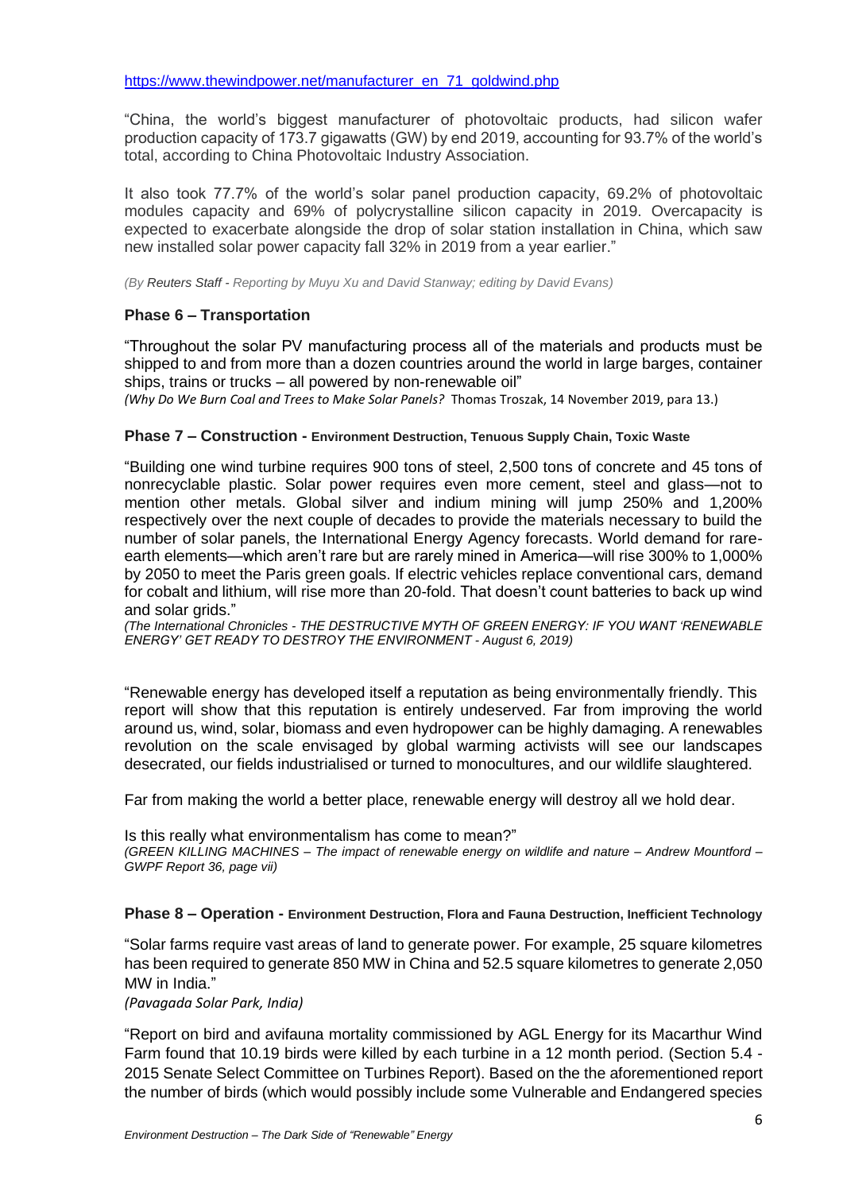https://www.thewindpower.net/manufacturer_en_71_goldwind.php

"China, the world's biggest manufacturer of photovoltaic products, had silicon wafer production capacity of 173.7 gigawatts (GW) by end 2019, accounting for 93.7% of the world's total, according to China Photovoltaic Industry Association.

It also took 77.7% of the world's solar panel production capacity, 69.2% of photovoltaic modules capacity and 69% of polycrystalline silicon capacity in 2019. Overcapacity is expected to exacerbate alongside the drop of solar station installation in China, which saw new installed solar power capacity fall 32% in 2019 from a year earlier."

*(By Reuters Staff - Reporting by Muyu Xu and David Stanway; editing by David Evans)*

### Phase 6 – Transportation

"Throughout the solar PV manufacturing process all of the materials and products must be shipped to and from more than a dozen countries around the world in large barges, container ships, trains or trucks – all powered by non-renewable oil"
*(Why Do We Burn Coal and Trees to Make Solar Panels?* Thomas Troszak, 14 November 2019, para 13.)

### Phase 7 – Construction - Environment Destruction, Tenuous Supply Chain, Toxic Waste

"Building one wind turbine requires 900 tons of steel, 2,500 tons of concrete and 45 tons of nonrecyclable plastic. Solar power requires even more cement, steel and glass—not to mention other metals. Global silver and indium mining will jump 250% and 1,200% respectively over the next couple of decades to provide the materials necessary to build the number of solar panels, the International Energy Agency forecasts. World demand for rare-earth elements—which aren't rare but are rarely mined in America—will rise 300% to 1,000% by 2050 to meet the Paris green goals. If electric vehicles replace conventional cars, demand for cobalt and lithium, will rise more than 20-fold. That doesn't count batteries to back up wind and solar grids."
*(The International Chronicles - THE DESTRUCTIVE MYTH OF GREEN ENERGY: IF YOU WANT 'RENEWABLE ENERGY' GET READY TO DESTROY THE ENVIRONMENT - August 6, 2019)*

"Renewable energy has developed itself a reputation as being environmentally friendly. This report will show that this reputation is entirely undeserved. Far from improving the world around us, wind, solar, biomass and even hydropower can be highly damaging. A renewables revolution on the scale envisaged by global warming activists will see our landscapes desecrated, our fields industrialised or turned to monocultures, and our wildlife slaughtered.

Far from making the world a better place, renewable energy will destroy all we hold dear.

Is this really what environmentalism has come to mean?"
*(GREEN KILLING MACHINES – The impact of renewable energy on wildlife and nature – Andrew Mountford – GWPF Report 36, page vii)*

### Phase 8 – Operation - Environment Destruction, Flora and Fauna Destruction, Inefficient Technology

"Solar farms require vast areas of land to generate power. For example, 25 square kilometres has been required to generate 850 MW in China and 52.5 square kilometres to generate 2,050 MW in India."
*(Pavagada Solar Park, India)*

"Report on bird and avifauna mortality commissioned by AGL Energy for its Macarthur Wind Farm found that 10.19 birds were killed by each turbine in a 12 month period. (Section 5.4 - 2015 Senate Select Committee on Turbines Report). Based on the the aforementioned report the number of birds (which would possibly include some Vulnerable and Endangered species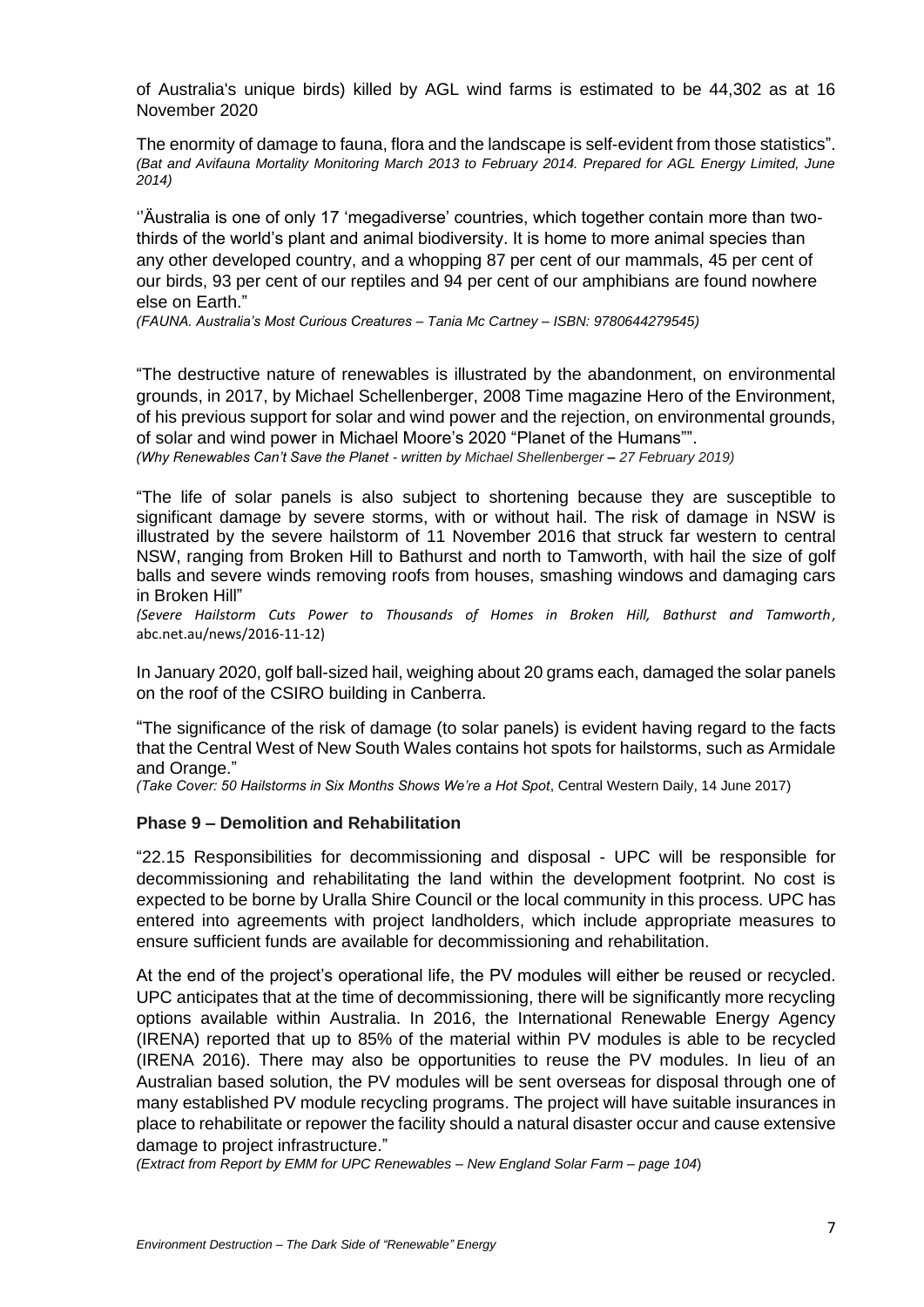of Australia's unique birds) killed by AGL wind farms is estimated to be 44,302 as at 16 November 2020

The enormity of damage to fauna, flora and the landscape is self-evident from those statistics". *(Bat and Avifauna Mortality Monitoring March 2013 to February 2014. Prepared for AGL Energy Limited, June 2014)*

''Äustralia is one of only 17 'megadiverse' countries, which together contain more than two-thirds of the world's plant and animal biodiversity. It is home to more animal species than any other developed country, and a whopping 87 per cent of our mammals, 45 per cent of our birds, 93 per cent of our reptiles and 94 per cent of our amphibians are found nowhere else on Earth."
*(FAUNA. Australia's Most Curious Creatures – Tania Mc Cartney – ISBN: 9780644279545)*

"The destructive nature of renewables is illustrated by the abandonment, on environmental grounds, in 2017, by Michael Schellenberger, 2008 Time magazine Hero of the Environment, of his previous support for solar and wind power and the rejection, on environmental grounds, of solar and wind power in Michael Moore's 2020 "Planet of the Humans"".
*(Why Renewables Can't Save the Planet - written by Michael Shellenberger – 27 February 2019)*

"The life of solar panels is also subject to shortening because they are susceptible to significant damage by severe storms, with or without hail. The risk of damage in NSW is illustrated by the severe hailstorm of 11 November 2016 that struck far western to central NSW, ranging from Broken Hill to Bathurst and north to Tamworth, with hail the size of golf balls and severe winds removing roofs from houses, smashing windows and damaging cars in Broken Hill"
*(Severe Hailstorm Cuts Power to Thousands of Homes in Broken Hill, Bathurst and Tamworth*, abc.net.au/news/2016-11-12)

In January 2020, golf ball-sized hail, weighing about 20 grams each, damaged the solar panels on the roof of the CSIRO building in Canberra.

"The significance of the risk of damage (to solar panels) is evident having regard to the facts that the Central West of New South Wales contains hot spots for hailstorms, such as Armidale and Orange."
*(Take Cover: 50 Hailstorms in Six Months Shows We're a Hot Spot*, Central Western Daily, 14 June 2017)

**Phase 9 – Demolition and Rehabilitation**

"22.15 Responsibilities for decommissioning and disposal - UPC will be responsible for decommissioning and rehabilitating the land within the development footprint. No cost is expected to be borne by Uralla Shire Council or the local community in this process. UPC has entered into agreements with project landholders, which include appropriate measures to ensure sufficient funds are available for decommissioning and rehabilitation.

At the end of the project's operational life, the PV modules will either be reused or recycled. UPC anticipates that at the time of decommissioning, there will be significantly more recycling options available within Australia. In 2016, the International Renewable Energy Agency (IRENA) reported that up to 85% of the material within PV modules is able to be recycled (IRENA 2016). There may also be opportunities to reuse the PV modules. In lieu of an Australian based solution, the PV modules will be sent overseas for disposal through one of many established PV module recycling programs. The project will have suitable insurances in place to rehabilitate or repower the facility should a natural disaster occur and cause extensive damage to project infrastructure."
*(Extract from Report by EMM for UPC Renewables – New England Solar Farm – page 104)*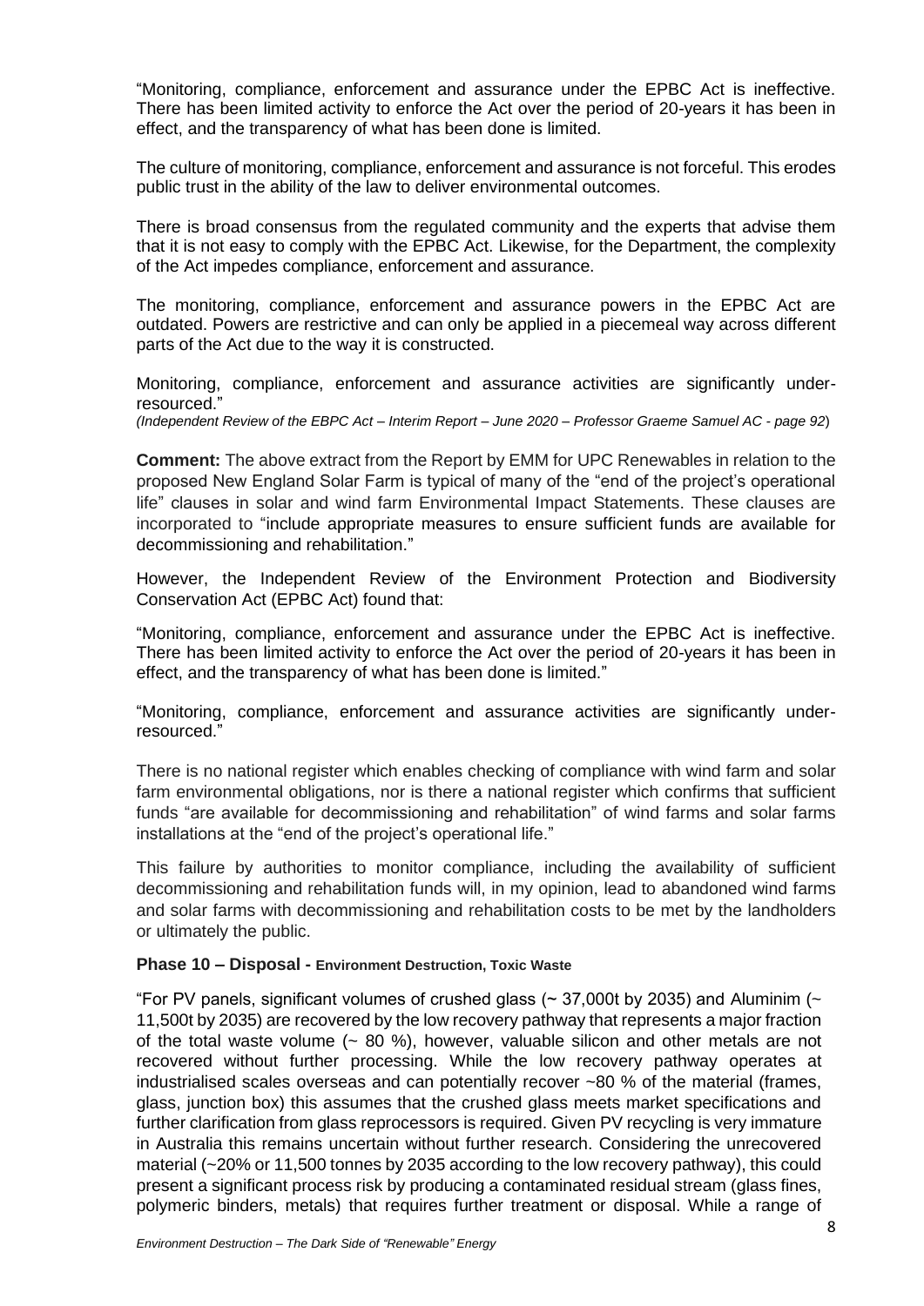"Monitoring, compliance, enforcement and assurance under the EPBC Act is ineffective. There has been limited activity to enforce the Act over the period of 20-years it has been in effect, and the transparency of what has been done is limited.

The culture of monitoring, compliance, enforcement and assurance is not forceful. This erodes public trust in the ability of the law to deliver environmental outcomes.

There is broad consensus from the regulated community and the experts that advise them that it is not easy to comply with the EPBC Act. Likewise, for the Department, the complexity of the Act impedes compliance, enforcement and assurance.

The monitoring, compliance, enforcement and assurance powers in the EPBC Act are outdated. Powers are restrictive and can only be applied in a piecemeal way across different parts of the Act due to the way it is constructed.

Monitoring, compliance, enforcement and assurance activities are significantly under-resourced."

*(Independent Review of the EBPC Act – Interim Report – June 2020 – Professor Graeme Samuel AC - page 92)*

**Comment:** The above extract from the Report by EMM for UPC Renewables in relation to the proposed New England Solar Farm is typical of many of the "end of the project's operational life" clauses in solar and wind farm Environmental Impact Statements. These clauses are incorporated to "include appropriate measures to ensure sufficient funds are available for decommissioning and rehabilitation."

However, the Independent Review of the Environment Protection and Biodiversity Conservation Act (EPBC Act) found that:

"Monitoring, compliance, enforcement and assurance under the EPBC Act is ineffective. There has been limited activity to enforce the Act over the period of 20-years it has been in effect, and the transparency of what has been done is limited."

"Monitoring, compliance, enforcement and assurance activities are significantly under-resourced."

There is no national register which enables checking of compliance with wind farm and solar farm environmental obligations, nor is there a national register which confirms that sufficient funds "are available for decommissioning and rehabilitation" of wind farms and solar farms installations at the "end of the project's operational life."

This failure by authorities to monitor compliance, including the availability of sufficient decommissioning and rehabilitation funds will, in my opinion, lead to abandoned wind farms and solar farms with decommissioning and rehabilitation costs to be met by the landholders or ultimately the public.

**Phase 10 – Disposal - Environment Destruction, Toxic Waste**

"For PV panels, significant volumes of crushed glass (~ 37,000t by 2035) and Aluminim (~ 11,500t by 2035) are recovered by the low recovery pathway that represents a major fraction of the total waste volume (~ 80 %), however, valuable silicon and other metals are not recovered without further processing. While the low recovery pathway operates at industrialised scales overseas and can potentially recover ~80 % of the material (frames, glass, junction box) this assumes that the crushed glass meets market specifications and further clarification from glass reprocessors is required. Given PV recycling is very immature in Australia this remains uncertain without further research. Considering the unrecovered material (~20% or 11,500 tonnes by 2035 according to the low recovery pathway), this could present a significant process risk by producing a contaminated residual stream (glass fines, polymeric binders, metals) that requires further treatment or disposal. While a range of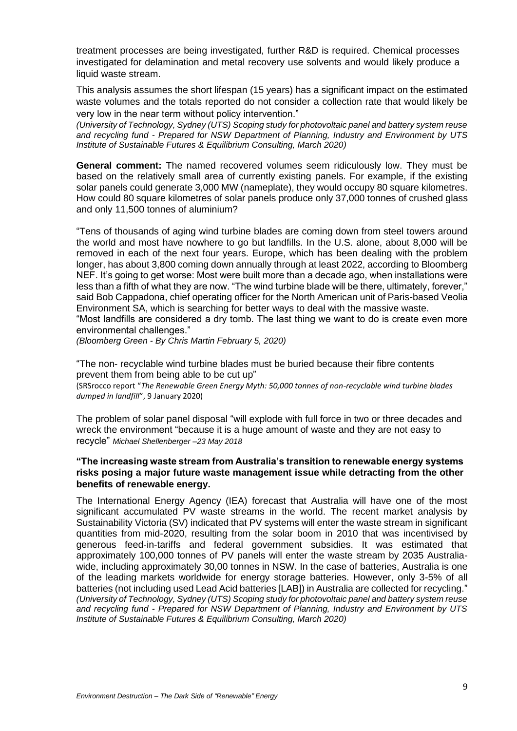treatment processes are being investigated, further R&D is required. Chemical processes investigated for delamination and metal recovery use solvents and would likely produce a liquid waste stream.

This analysis assumes the short lifespan (15 years) has a significant impact on the estimated waste volumes and the totals reported do not consider a collection rate that would likely be very low in the near term without policy intervention."
*(University of Technology, Sydney (UTS) Scoping study for photovoltaic panel and battery system reuse and recycling fund - Prepared for NSW Department of Planning, Industry and Environment by UTS Institute of Sustainable Futures & Equilibrium Consulting, March 2020)*

**General comment:** The named recovered volumes seem ridiculously low. They must be based on the relatively small area of currently existing panels. For example, if the existing solar panels could generate 3,000 MW (nameplate), they would occupy 80 square kilometres. How could 80 square kilometres of solar panels produce only 37,000 tonnes of crushed glass and only 11,500 tonnes of aluminium?

"Tens of thousands of aging wind turbine blades are coming down from steel towers around the world and most have nowhere to go but landfills. In the U.S. alone, about 8,000 will be removed in each of the next four years. Europe, which has been dealing with the problem longer, has about 3,800 coming down annually through at least 2022, according to Bloomberg NEF. It's going to get worse: Most were built more than a decade ago, when installations were less than a fifth of what they are now. "The wind turbine blade will be there, ultimately, forever," said Bob Cappadona, chief operating officer for the North American unit of Paris-based Veolia Environment SA, which is searching for better ways to deal with the massive waste.
"Most landfills are considered a dry tomb. The last thing we want to do is create even more environmental challenges."
*(Bloomberg Green - By Chris Martin February 5, 2020)*

"The non- recyclable wind turbine blades must be buried because their fibre contents prevent them from being able to be cut up"
(SRSrocco report "*The Renewable Green Energy Myth: 50,000 tonnes of non-recyclable wind turbine blades dumped in landfill*", 9 January 2020)

The problem of solar panel disposal "will explode with full force in two or three decades and wreck the environment "because it is a huge amount of waste and they are not easy to recycle" *Michael Shellenberger –23 May 2018*

**"The increasing waste stream from Australia's transition to renewable energy systems risks posing a major future waste management issue while detracting from the other benefits of renewable energy.**

The International Energy Agency (IEA) forecast that Australia will have one of the most significant accumulated PV waste streams in the world. The recent market analysis by Sustainability Victoria (SV) indicated that PV systems will enter the waste stream in significant quantities from mid-2020, resulting from the solar boom in 2010 that was incentivised by generous feed-in-tariffs and federal government subsidies. It was estimated that approximately 100,000 tonnes of PV panels will enter the waste stream by 2035 Australia-wide, including approximately 30,00 tonnes in NSW. In the case of batteries, Australia is one of the leading markets worldwide for energy storage batteries. However, only 3-5% of all batteries (not including used Lead Acid batteries [LAB]) in Australia are collected for recycling."
*(University of Technology, Sydney (UTS) Scoping study for photovoltaic panel and battery system reuse and recycling fund - Prepared for NSW Department of Planning, Industry and Environment by UTS Institute of Sustainable Futures & Equilibrium Consulting, March 2020)*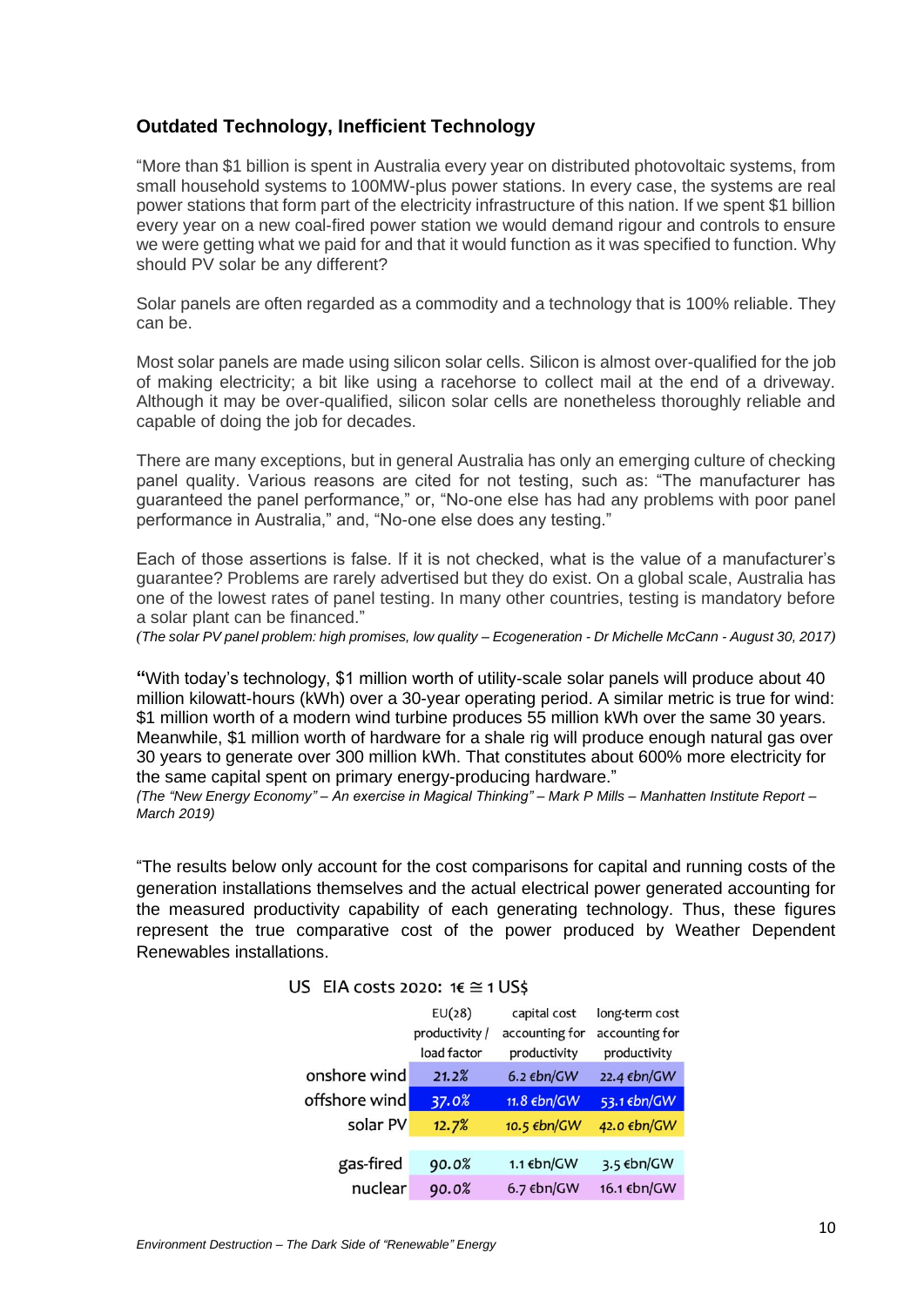### Outdated Technology, Inefficient Technology

"More than $1 billion is spent in Australia every year on distributed photovoltaic systems, from small household systems to 100MW-plus power stations. In every case, the systems are real power stations that form part of the electricity infrastructure of this nation. If we spent $1 billion every year on a new coal-fired power station we would demand rigour and controls to ensure we were getting what we paid for and that it would function as it was specified to function. Why should PV solar be any different?

Solar panels are often regarded as a commodity and a technology that is 100% reliable. They can be.

Most solar panels are made using silicon solar cells. Silicon is almost over-qualified for the job of making electricity; a bit like using a racehorse to collect mail at the end of a driveway. Although it may be over-qualified, silicon solar cells are nonetheless thoroughly reliable and capable of doing the job for decades.

There are many exceptions, but in general Australia has only an emerging culture of checking panel quality. Various reasons are cited for not testing, such as: "The manufacturer has guaranteed the panel performance," or, "No-one else has had any problems with poor panel performance in Australia," and, "No-one else does any testing."

Each of those assertions is false. If it is not checked, what is the value of a manufacturer's guarantee? Problems are rarely advertised but they do exist. On a global scale, Australia has one of the lowest rates of panel testing. In many other countries, testing is mandatory before a solar plant can be financed."

*(The solar PV panel problem: high promises, low quality – Ecogeneration - Dr Michelle McCann - August 30, 2017)*

"With today's technology, $1 million worth of utility-scale solar panels will produce about 40 million kilowatt-hours (kWh) over a 30-year operating period. A similar metric is true for wind: $1 million worth of a modern wind turbine produces 55 million kWh over the same 30 years. Meanwhile, $1 million worth of hardware for a shale rig will produce enough natural gas over 30 years to generate over 300 million kWh. That constitutes about 600% more electricity for the same capital spent on primary energy-producing hardware."

*(The "New Energy Economy" – An exercise in Magical Thinking" – Mark P Mills – Manhatten Institute Report – March 2019)*

"The results below only account for the cost comparisons for capital and running costs of the generation installations themselves and the actual electrical power generated accounting for the measured productivity capability of each generating technology. Thus, these figures represent the true comparative cost of the power produced by Weather Dependent Renewables installations.

US EIA costs 2020: 1€ ≅ 1 US$

| | EU(28) productivity / load factor | capital cost accounting for productivity | long-term cost accounting for productivity |
|---|---|---|---|
| onshore wind | 21.2% | 6.2 €bn/GW | 22.4 €bn/GW |
| offshore wind | 37.0% | 11.8 €bn/GW | 53.1 €bn/GW |
| solar PV | 12.7% | 10.5 €bn/GW | 42.0 €bn/GW |
| gas-fired | 90.0% | 1.1 €bn/GW | 3.5 €bn/GW |
| nuclear | 90.0% | 6.7 €bn/GW | 16.1 €bn/GW |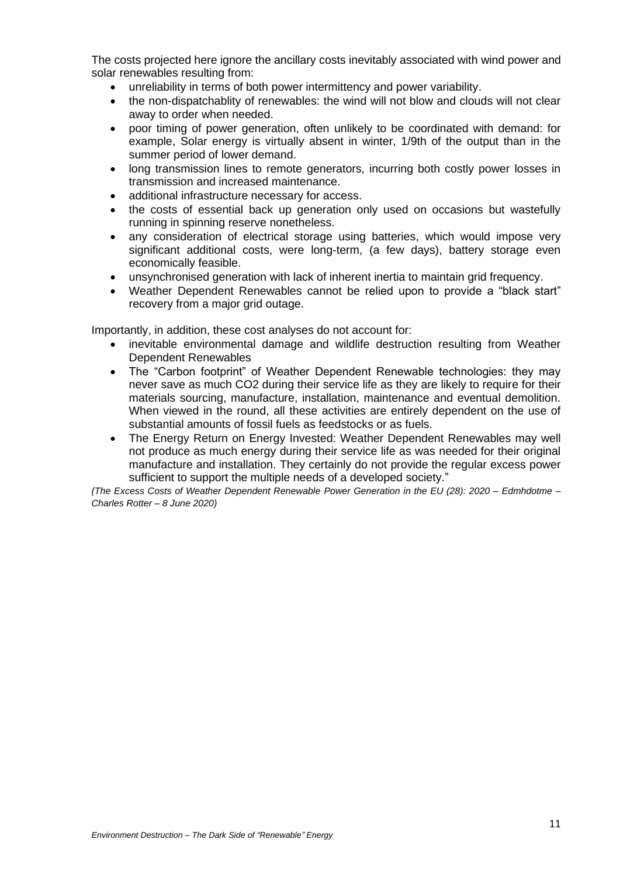The costs projected here ignore the ancillary costs inevitably associated with wind power and solar renewables resulting from:

- unreliability in terms of both power intermittency and power variability.
- the non-dispatchablity of renewables: the wind will not blow and clouds will not clear away to order when needed.
- poor timing of power generation, often unlikely to be coordinated with demand: for example, Solar energy is virtually absent in winter, 1/9th of the output than in the summer period of lower demand.
- long transmission lines to remote generators, incurring both costly power losses in transmission and increased maintenance.
- additional infrastructure necessary for access.
- the costs of essential back up generation only used on occasions but wastefully running in spinning reserve nonetheless.
- any consideration of electrical storage using batteries, which would impose very significant additional costs, were long-term, (a few days), battery storage even economically feasible.
- unsynchronised generation with lack of inherent inertia to maintain grid frequency.
- Weather Dependent Renewables cannot be relied upon to provide a "black start" recovery from a major grid outage.

Importantly, in addition, these cost analyses do not account for:

- inevitable environmental damage and wildlife destruction resulting from Weather Dependent Renewables
- The "Carbon footprint" of Weather Dependent Renewable technologies: they may never save as much CO2 during their service life as they are likely to require for their materials sourcing, manufacture, installation, maintenance and eventual demolition. When viewed in the round, all these activities are entirely dependent on the use of substantial amounts of fossil fuels as feedstocks or as fuels.
- The Energy Return on Energy Invested: Weather Dependent Renewables may well not produce as much energy during their service life as was needed for their original manufacture and installation. They certainly do not provide the regular excess power sufficient to support the multiple needs of a developed society."

*(The Excess Costs of Weather Dependent Renewable Power Generation in the EU (28): 2020 – Edmhdotme – Charles Rotter – 8 June 2020)*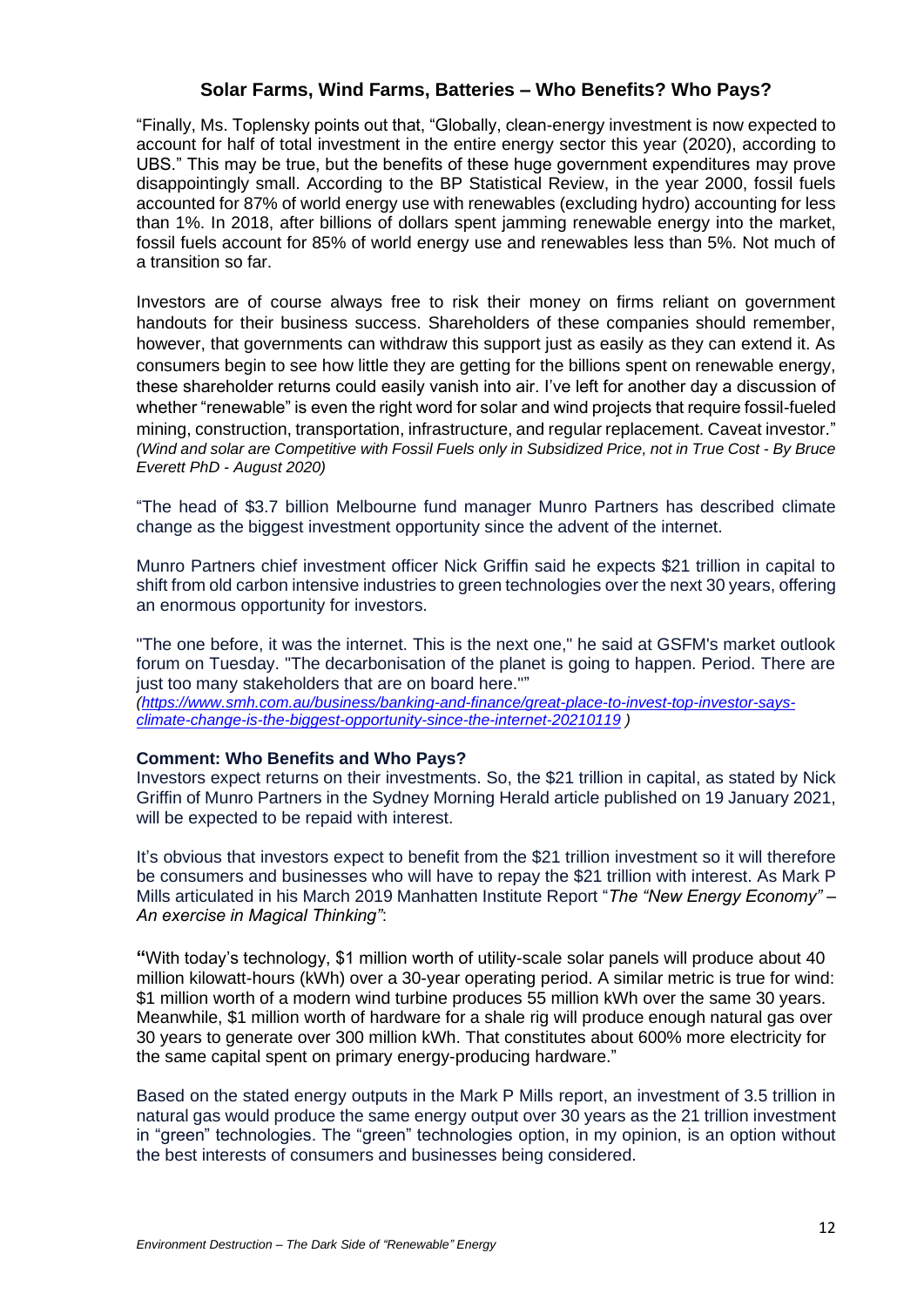## Solar Farms, Wind Farms, Batteries – Who Benefits? Who Pays?

"Finally, Ms. Toplensky points out that, "Globally, clean-energy investment is now expected to account for half of total investment in the entire energy sector this year (2020), according to UBS." This may be true, but the benefits of these huge government expenditures may prove disappointingly small. According to the BP Statistical Review, in the year 2000, fossil fuels accounted for 87% of world energy use with renewables (excluding hydro) accounting for less than 1%. In 2018, after billions of dollars spent jamming renewable energy into the market, fossil fuels account for 85% of world energy use and renewables less than 5%. Not much of a transition so far.

Investors are of course always free to risk their money on firms reliant on government handouts for their business success. Shareholders of these companies should remember, however, that governments can withdraw this support just as easily as they can extend it. As consumers begin to see how little they are getting for the billions spent on renewable energy, these shareholder returns could easily vanish into air. I've left for another day a discussion of whether "renewable" is even the right word for solar and wind projects that require fossil-fueled mining, construction, transportation, infrastructure, and regular replacement. Caveat investor." *(Wind and solar are Competitive with Fossil Fuels only in Subsidized Price, not in True Cost - By Bruce Everett PhD - August 2020)*

"The head of $3.7 billion Melbourne fund manager Munro Partners has described climate change as the biggest investment opportunity since the advent of the internet.

Munro Partners chief investment officer Nick Griffin said he expects $21 trillion in capital to shift from old carbon intensive industries to green technologies over the next 30 years, offering an enormous opportunity for investors.

"The one before, it was the internet. This is the next one," he said at GSFM's market outlook forum on Tuesday. "The decarbonisation of the planet is going to happen. Period. There are just too many stakeholders that are on board here.""
*([https://www.smh.com.au/business/banking-and-finance/great-place-to-invest-top-investor-says-climate-change-is-the-biggest-opportunity-since-the-internet-20210119](https://www.smh.com.au/business/banking-and-finance/great-place-to-invest-top-investor-says-climate-change-is-the-biggest-opportunity-since-the-internet-20210119) )*

**Comment: Who Benefits and Who Pays?**

Investors expect returns on their investments. So, the $21 trillion in capital, as stated by Nick Griffin of Munro Partners in the Sydney Morning Herald article published on 19 January 2021, will be expected to be repaid with interest.

It's obvious that investors expect to benefit from the $21 trillion investment so it will therefore be consumers and businesses who will have to repay the $21 trillion with interest. As Mark P Mills articulated in his March 2019 Manhatten Institute Report "*The "New Energy Economy" – An exercise in Magical Thinking"*:

**"**With today's technology, $1 million worth of utility-scale solar panels will produce about 40 million kilowatt-hours (kWh) over a 30-year operating period. A similar metric is true for wind: $1 million worth of a modern wind turbine produces 55 million kWh over the same 30 years. Meanwhile, $1 million worth of hardware for a shale rig will produce enough natural gas over 30 years to generate over 300 million kWh. That constitutes about 600% more electricity for the same capital spent on primary energy-producing hardware."

Based on the stated energy outputs in the Mark P Mills report, an investment of 3.5 trillion in natural gas would produce the same energy output over 30 years as the 21 trillion investment in "green" technologies. The "green" technologies option, in my opinion, is an option without the best interests of consumers and businesses being considered.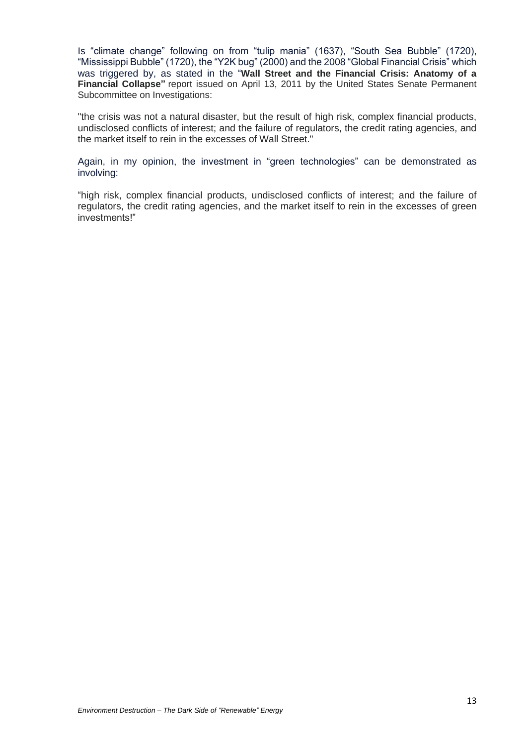Is "climate change" following on from "tulip mania" (1637), "South Sea Bubble" (1720), "Mississippi Bubble" (1720), the "Y2K bug" (2000) and the 2008 "Global Financial Crisis" which was triggered by, as stated in the "**Wall Street and the Financial Crisis: Anatomy of a Financial Collapse"** report issued on April 13, 2011 by the United States Senate Permanent Subcommittee on Investigations:

"the crisis was not a natural disaster, but the result of high risk, complex financial products, undisclosed conflicts of interest; and the failure of regulators, the credit rating agencies, and the market itself to rein in the excesses of Wall Street."

Again, in my opinion, the investment in "green technologies" can be demonstrated as involving:

"high risk, complex financial products, undisclosed conflicts of interest; and the failure of regulators, the credit rating agencies, and the market itself to rein in the excesses of green investments!"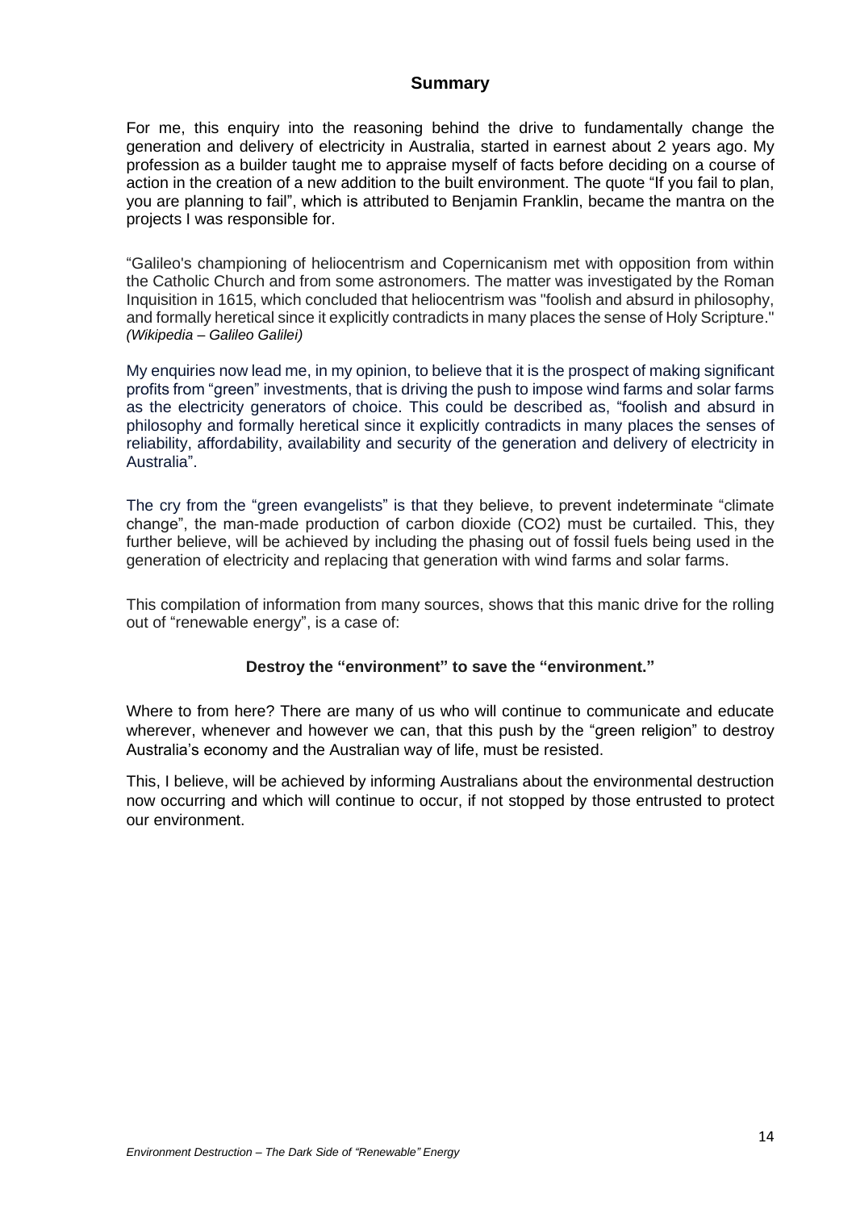## Summary

For me, this enquiry into the reasoning behind the drive to fundamentally change the generation and delivery of electricity in Australia, started in earnest about 2 years ago. My profession as a builder taught me to appraise myself of facts before deciding on a course of action in the creation of a new addition to the built environment. The quote "If you fail to plan, you are planning to fail", which is attributed to Benjamin Franklin, became the mantra on the projects I was responsible for.

"Galileo's championing of heliocentrism and Copernicanism met with opposition from within the Catholic Church and from some astronomers. The matter was investigated by the Roman Inquisition in 1615, which concluded that heliocentrism was "foolish and absurd in philosophy, and formally heretical since it explicitly contradicts in many places the sense of Holy Scripture." *(Wikipedia – Galileo Galilei)*

My enquiries now lead me, in my opinion, to believe that it is the prospect of making significant profits from "green" investments, that is driving the push to impose wind farms and solar farms as the electricity generators of choice. This could be described as, "foolish and absurd in philosophy and formally heretical since it explicitly contradicts in many places the senses of reliability, affordability, availability and security of the generation and delivery of electricity in Australia".

The cry from the "green evangelists" is that they believe, to prevent indeterminate "climate change", the man-made production of carbon dioxide ($CO_2$) must be curtailed. This, they further believe, will be achieved by including the phasing out of fossil fuels being used in the generation of electricity and replacing that generation with wind farms and solar farms.

This compilation of information from many sources, shows that this manic drive for the rolling out of "renewable energy", is a case of:

**Destroy the "environment" to save the "environment."**

Where to from here? There are many of us who will continue to communicate and educate wherever, whenever and however we can, that this push by the "green religion" to destroy Australia's economy and the Australian way of life, must be resisted.

This, I believe, will be achieved by informing Australians about the environmental destruction now occurring and which will continue to occur, if not stopped by those entrusted to protect our environment.